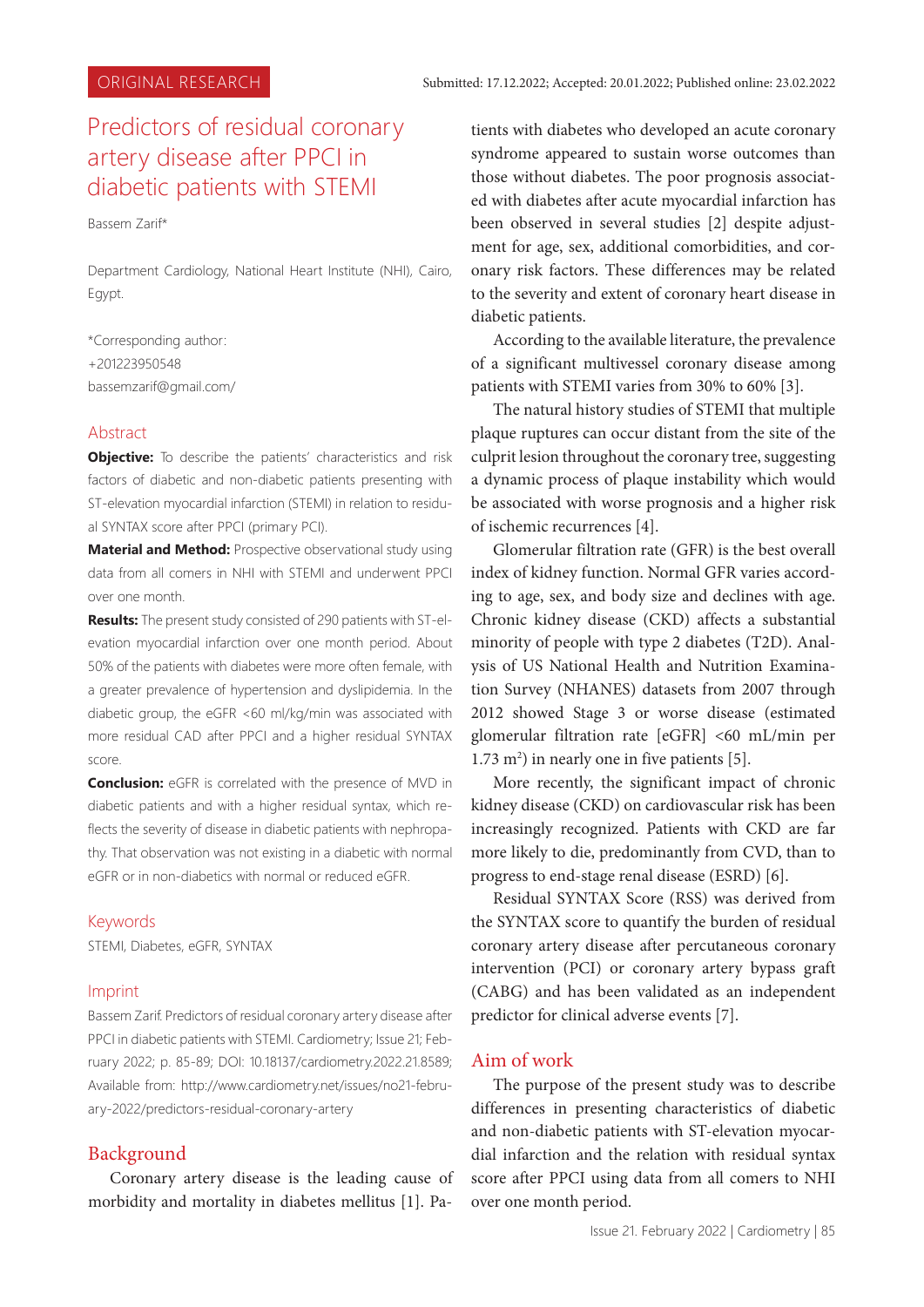ORIGINAL RESEARCH

Submitted: 17.12.2022; Accepted: 20.01.2022; Published online: 23.02.2022

# Predictors of residual coronary artery disease after PPCI in diabetic patients with STEMI

Bassem Zarif*

Department Cardiology, National Heart Institute (NHI), Cairo, Egypt.

*Corresponding author:
+201223950548
bassemzarif@gmail.com/

## Abstract

**Objective:** To describe the patients' characteristics and risk factors of diabetic and non-diabetic patients presenting with ST-elevation myocardial infarction (STEMI) in relation to residual SYNTAX score after PPCI (primary PCI).

**Material and Method:** Prospective observational study using data from all comers in NHI with STEMI and underwent PPCI over one month.

**Results:** The present study consisted of 290 patients with ST-elevation myocardial infarction over one month period. About 50% of the patients with diabetes were more often female, with a greater prevalence of hypertension and dyslipidemia. In the diabetic group, the eGFR <60 ml/kg/min was associated with more residual CAD after PPCI and a higher residual SYNTAX score.

**Conclusion:** eGFR is correlated with the presence of MVD in diabetic patients and with a higher residual syntax, which reflects the severity of disease in diabetic patients with nephropathy. That observation was not existing in a diabetic with normal eGFR or in non-diabetics with normal or reduced eGFR.

## Keywords

STEMI, Diabetes, eGFR, SYNTAX

## Imprint

Bassem Zarif. Predictors of residual coronary artery disease after PPCI in diabetic patients with STEMI. Cardiometry; Issue 21; February 2022; p. 85-89; DOI: 10.18137/cardiometry.2022.21.8589; Available from: http://www.cardiometry.net/issues/no21-february-2022/predictors-residual-coronary-artery

## Background

Coronary artery disease is the leading cause of morbidity and mortality in diabetes mellitus [1]. Patients with diabetes who developed an acute coronary syndrome appeared to sustain worse outcomes than those without diabetes. The poor prognosis associated with diabetes after acute myocardial infarction has been observed in several studies [2] despite adjustment for age, sex, additional comorbidities, and coronary risk factors. These differences may be related to the severity and extent of coronary heart disease in diabetic patients.

According to the available literature, the prevalence of a significant multivessel coronary disease among patients with STEMI varies from 30% to 60% [3].

The natural history studies of STEMI that multiple plaque ruptures can occur distant from the site of the culprit lesion throughout the coronary tree, suggesting a dynamic process of plaque instability which would be associated with worse prognosis and a higher risk of ischemic recurrences [4].

Glomerular filtration rate (GFR) is the best overall index of kidney function. Normal GFR varies according to age, sex, and body size and declines with age. Chronic kidney disease (CKD) affects a substantial minority of people with type 2 diabetes (T2D). Analysis of US National Health and Nutrition Examination Survey (NHANES) datasets from 2007 through 2012 showed Stage 3 or worse disease (estimated glomerular filtration rate [eGFR] <60 mL/min per 1.73 $m^2$) in nearly one in five patients [5].

More recently, the significant impact of chronic kidney disease (CKD) on cardiovascular risk has been increasingly recognized. Patients with CKD are far more likely to die, predominantly from CVD, than to progress to end-stage renal disease (ESRD) [6].

Residual SYNTAX Score (RSS) was derived from the SYNTAX score to quantify the burden of residual coronary artery disease after percutaneous coronary intervention (PCI) or coronary artery bypass graft (CABG) and has been validated as an independent predictor for clinical adverse events [7].

## Aim of work

The purpose of the present study was to describe differences in presenting characteristics of diabetic and non-diabetic patients with ST-elevation myocardial infarction and the relation with residual syntax score after PPCI using data from all comers to NHI over one month period.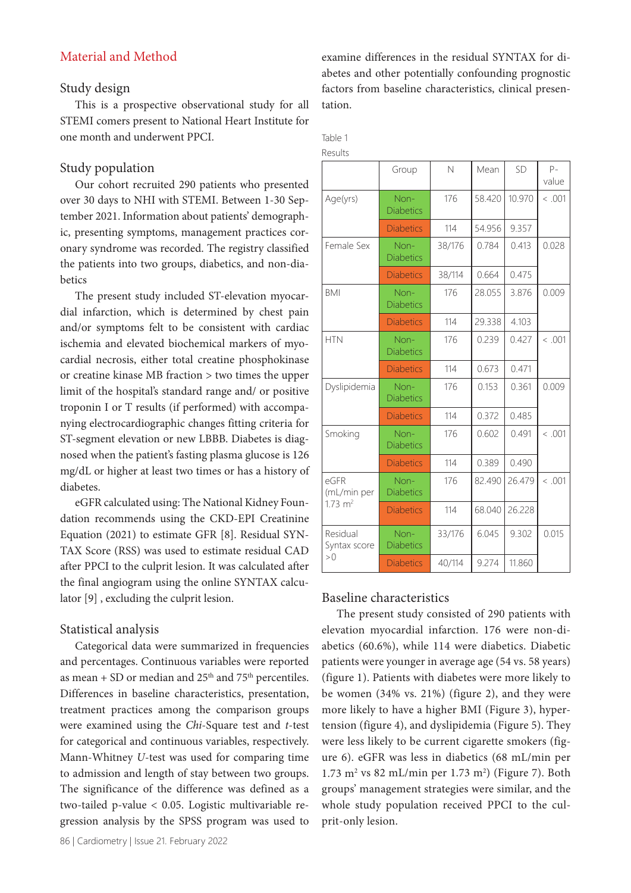## Material and Method

### Study design

This is a prospective observational study for all STEMI comers present to National Heart Institute for one month and underwent PPCI.

### Study population

Our cohort recruited 290 patients who presented over 30 days to NHI with STEMI. Between 1-30 September 2021. Information about patients' demographic, presenting symptoms, management practices coronary syndrome was recorded. The registry classified the patients into two groups, diabetics, and non-diabetics

The present study included ST-elevation myocardial infarction, which is determined by chest pain and/or symptoms felt to be consistent with cardiac ischemia and elevated biochemical markers of myocardial necrosis, either total creatine phosphokinase or creatine kinase MB fraction > two times the upper limit of the hospital's standard range and/ or positive troponin I or T results (if performed) with accompanying electrocardiographic changes fitting criteria for ST-segment elevation or new LBBB. Diabetes is diagnosed when the patient's fasting plasma glucose is 126 mg/dL or higher at least two times or has a history of diabetes.

eGFR calculated using: The National Kidney Foundation recommends using the CKD-EPI Creatinine Equation (2021) to estimate GFR [8]. Residual SYNTAX Score (RSS) was used to estimate residual CAD after PPCI to the culprit lesion. It was calculated after the final angiogram using the online SYNTAX calculator [9] , excluding the culprit lesion.

### Statistical analysis

Categorical data were summarized in frequencies and percentages. Continuous variables were reported as mean + SD or median and 25th and 75th percentiles. Differences in baseline characteristics, presentation, treatment practices among the comparison groups were examined using the *Chi*-Square test and *t*-test for categorical and continuous variables, respectively. Mann-Whitney *U*-test was used for comparing time to admission and length of stay between two groups. The significance of the difference was defined as a two-tailed p-value < 0.05. Logistic multivariable regression analysis by the SPSS program was used to examine differences in the residual SYNTAX for diabetes and other potentially confounding prognostic factors from baseline characteristics, clinical presentation.

Table 1
Results

| | Group | N | Mean | SD | P-value |
|---|---|---|---|---|---|
| Age(yrs) | Non-Diabetics | 176 | 58.420 | 10.970 | < .001 |
| | Diabetics | 114 | 54.956 | 9.357 | |
| Female Sex | Non-Diabetics | 38/176 | 0.784 | 0.413 | 0.028 |
| | Diabetics | 38/114 | 0.664 | 0.475 | |
| BMI | Non-Diabetics | 176 | 28.055 | 3.876 | 0.009 |
| | Diabetics | 114 | 29.338 | 4.103 | |
| HTN | Non-Diabetics | 176 | 0.239 | 0.427 | < .001 |
| | Diabetics | 114 | 0.673 | 0.471 | |
| Dyslipidemia | Non-Diabetics | 176 | 0.153 | 0.361 | 0.009 |
| | Diabetics | 114 | 0.372 | 0.485 | |
| Smoking | Non-Diabetics | 176 | 0.602 | 0.491 | < .001 |
| | Diabetics | 114 | 0.389 | 0.490 | |
| eGFR (mL/min per 1.73 $m^2$ | Non-Diabetics | 176 | 82.490 | 26.479 | < .001 |
| | Diabetics | 114 | 68.040 | 26.228 | |
| Residual Syntax score >0 | Non-Diabetics | 33/176 | 6.045 | 9.302 | 0.015 |
| | Diabetics | 40/114 | 9.274 | 11.860 | |

### Baseline characteristics

The present study consisted of 290 patients with elevation myocardial infarction. 176 were non-diabetics (60.6%), while 114 were diabetics. Diabetic patients were younger in average age (54 vs. 58 years) (figure 1). Patients with diabetes were more likely to be women (34% vs. 21%) (figure 2), and they were more likely to have a higher BMI (Figure 3), hypertension (figure 4), and dyslipidemia (Figure 5). They were less likely to be current cigarette smokers (figure 6). eGFR was less in diabetics (68 mL/min per 1.73 $m^2$ vs 82 mL/min per 1.73 $m^2$) (Figure 7). Both groups' management strategies were similar, and the whole study population received PPCI to the culprit-only lesion.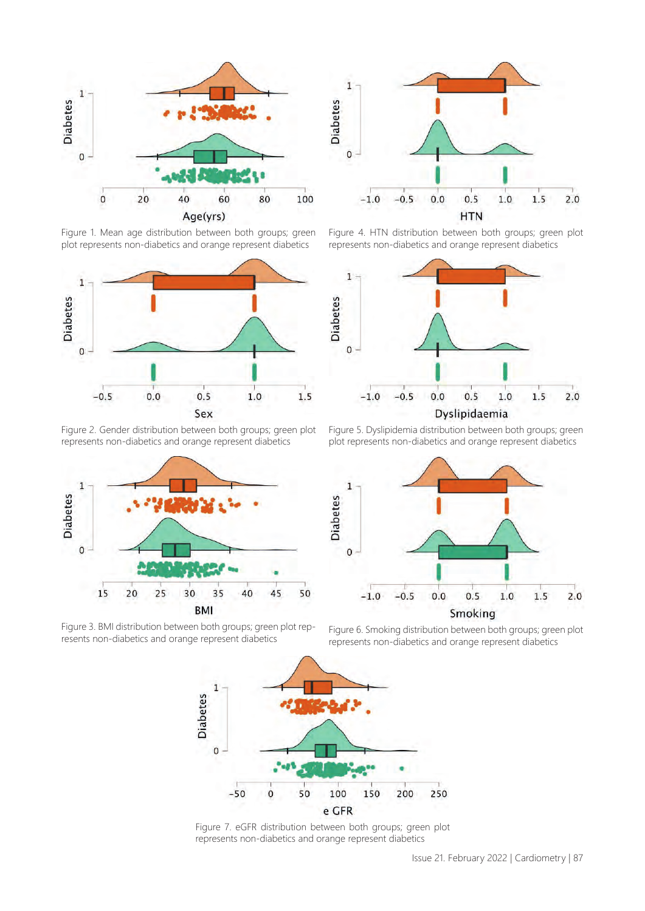Figure 1. Mean age distribution between both groups; green plot represents non-diabetics and orange represent diabetics

Figure 4. HTN distribution between both groups; green plot represents non-diabetics and orange represent diabetics

Figure 2. Gender distribution between both groups; green plot represents non-diabetics and orange represent diabetics

Figure 5. Dyslipidemia distribution between both groups; green plot represents non-diabetics and orange represent diabetics

Figure 3. BMI distribution between both groups; green plot represents non-diabetics and orange represent diabetics

Figure 6. Smoking distribution between both groups; green plot represents non-diabetics and orange represent diabetics

Figure 7. eGFR distribution between both groups; green plot represents non-diabetics and orange represent diabetics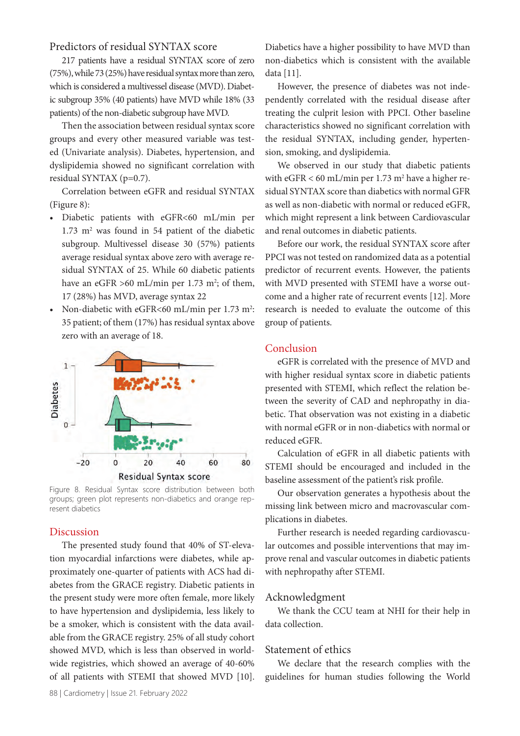## Predictors of residual SYNTAX score

217 patients have a residual SYNTAX score of zero (75%), while 73 (25%) have residual syntax more than zero, which is considered a multivessel disease (MVD). Diabetic subgroup 35% (40 patients) have MVD while 18% (33 patients) of the non-diabetic subgroup have MVD.

Then the association between residual syntax score groups and every other measured variable was tested (Univariate analysis). Diabetes, hypertension, and dyslipidemia showed no significant correlation with residual SYNTAX (p=0.7).

Correlation between eGFR and residual SYNTAX (Figure 8):

- Diabetic patients with eGFR<60 mL/min per 1.73 $m^2$ was found in 54 patient of the diabetic subgroup. Multivessel disease 30 (57%) patients average residual syntax above zero with average residual SYNTAX of 25. While 60 diabetic patients have an eGFR >60 mL/min per 1.73 $m^2$; of them, 17 (28%) has MVD, average syntax 22
- Non-diabetic with eGFR<60 mL/min per 1.73 $m^2$: 35 patient; of them (17%) has residual syntax above zero with an average of 18.

Figure 8. Residual Syntax score distribution between both groups; green plot represents non-diabetics and orange represent diabetics

## Discussion

The presented study found that 40% of ST-elevation myocardial infarctions were diabetes, while approximately one-quarter of patients with ACS had diabetes from the GRACE registry. Diabetic patients in the present study were more often female, more likely to have hypertension and dyslipidemia, less likely to be a smoker, which is consistent with the data available from the GRACE registry. 25% of all study cohort showed MVD, which is less than observed in worldwide registries, which showed an average of 40-60% of all patients with STEMI that showed MVD [10]. Diabetics have a higher possibility to have MVD than non-diabetics which is consistent with the available data [11].

However, the presence of diabetes was not independently correlated with the residual disease after treating the culprit lesion with PPCI. Other baseline characteristics showed no significant correlation with the residual SYNTAX, including gender, hypertension, smoking, and dyslipidemia.

We observed in our study that diabetic patients with eGFR < 60 mL/min per 1.73 $m^2$ have a higher residual SYNTAX score than diabetics with normal GFR as well as non-diabetic with normal or reduced eGFR, which might represent a link between Cardiovascular and renal outcomes in diabetic patients.

Before our work, the residual SYNTAX score after PPCI was not tested on randomized data as a potential predictor of recurrent events. However, the patients with MVD presented with STEMI have a worse outcome and a higher rate of recurrent events [12]. More research is needed to evaluate the outcome of this group of patients.

## Conclusion

eGFR is correlated with the presence of MVD and with higher residual syntax score in diabetic patients presented with STEMI, which reflect the relation between the severity of CAD and nephropathy in diabetic. That observation was not existing in a diabetic with normal eGFR or in non-diabetics with normal or reduced eGFR.

Calculation of eGFR in all diabetic patients with STEMI should be encouraged and included in the baseline assessment of the patient's risk profile.

Our observation generates a hypothesis about the missing link between micro and macrovascular complications in diabetes.

Further research is needed regarding cardiovascular outcomes and possible interventions that may improve renal and vascular outcomes in diabetic patients with nephropathy after STEMI.

## Acknowledgment

We thank the CCU team at NHI for their help in data collection.

## Statement of ethics

We declare that the research complies with the guidelines for human studies following the World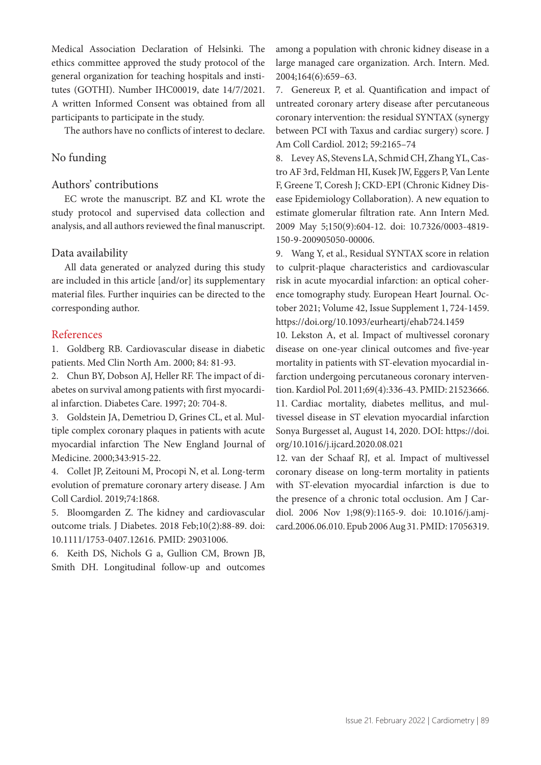Medical Association Declaration of Helsinki. The ethics committee approved the study protocol of the general organization for teaching hospitals and institutes (GOTHI). Number IHC00019, date 14/7/2021. A written Informed Consent was obtained from all participants to participate in the study.

The authors have no conflicts of interest to declare.

## No funding

## Authors' contributions

EC wrote the manuscript. BZ and KL wrote the study protocol and supervised data collection and analysis, and all authors reviewed the final manuscript.

## Data availability

All data generated or analyzed during this study are included in this article [and/or] its supplementary material files. Further inquiries can be directed to the corresponding author.

## References

1. Goldberg RB. Cardiovascular disease in diabetic patients. Med Clin North Am. 2000; 84: 81-93.
2. Chun BY, Dobson AJ, Heller RF. The impact of diabetes on survival among patients with first myocardial infarction. Diabetes Care. 1997; 20: 704-8.
3. Goldstein JA, Demetriou D, Grines CL, et al. Multiple complex coronary plaques in patients with acute myocardial infarction The New England Journal of Medicine. 2000;343:915-22.
4. Collet JP, Zeitouni M, Procopi N, et al. Long-term evolution of premature coronary artery disease. J Am Coll Cardiol. 2019;74:1868.
5. Bloomgarden Z. The kidney and cardiovascular outcome trials. J Diabetes. 2018 Feb;10(2):88-89. doi: 10.1111/1753-0407.12616. PMID: 29031006.
6. Keith DS, Nichols G a, Gullion CM, Brown JB, Smith DH. Longitudinal follow-up and outcomes among a population with chronic kidney disease in a large managed care organization. Arch. Intern. Med. 2004;164(6):659–63.
7. Genereux P, et al. Quantification and impact of untreated coronary artery disease after percutaneous coronary intervention: the residual SYNTAX (synergy between PCI with Taxus and cardiac surgery) score. J Am Coll Cardiol. 2012; 59:2165–74
8. Levey AS, Stevens LA, Schmid CH, Zhang YL, Castro AF 3rd, Feldman HI, Kusek JW, Eggers P, Van Lente F, Greene T, Coresh J; CKD-EPI (Chronic Kidney Disease Epidemiology Collaboration). A new equation to estimate glomerular filtration rate. Ann Intern Med. 2009 May 5;150(9):604-12. doi: 10.7326/0003-4819-150-9-200905050-00006.
9. Wang Y, et al., Residual SYNTAX score in relation to culprit-plaque characteristics and cardiovascular risk in acute myocardial infarction: an optical coherence tomography study. European Heart Journal. October 2021; Volume 42, Issue Supplement 1, 724-1459. https://doi.org/10.1093/eurheartj/ehab724.1459
10. Lekston A, et al. Impact of multivessel coronary disease on one-year clinical outcomes and five-year mortality in patients with ST-elevation myocardial infarction undergoing percutaneous coronary intervention. Kardiol Pol. 2011;69(4):336-43. PMID: 21523666.
11. Cardiac mortality, diabetes mellitus, and multivessel disease in ST elevation myocardial infarction Sonya Burgesset al, August 14, 2020. DOI: https://doi.org/10.1016/j.ijcard.2020.08.021
12. van der Schaaf RJ, et al. Impact of multivessel coronary disease on long-term mortality in patients with ST-elevation myocardial infarction is due to the presence of a chronic total occlusion. Am J Cardiol. 2006 Nov 1;98(9):1165-9. doi: 10.1016/j.amjcard.2006.06.010. Epub 2006 Aug 31. PMID: 17056319.